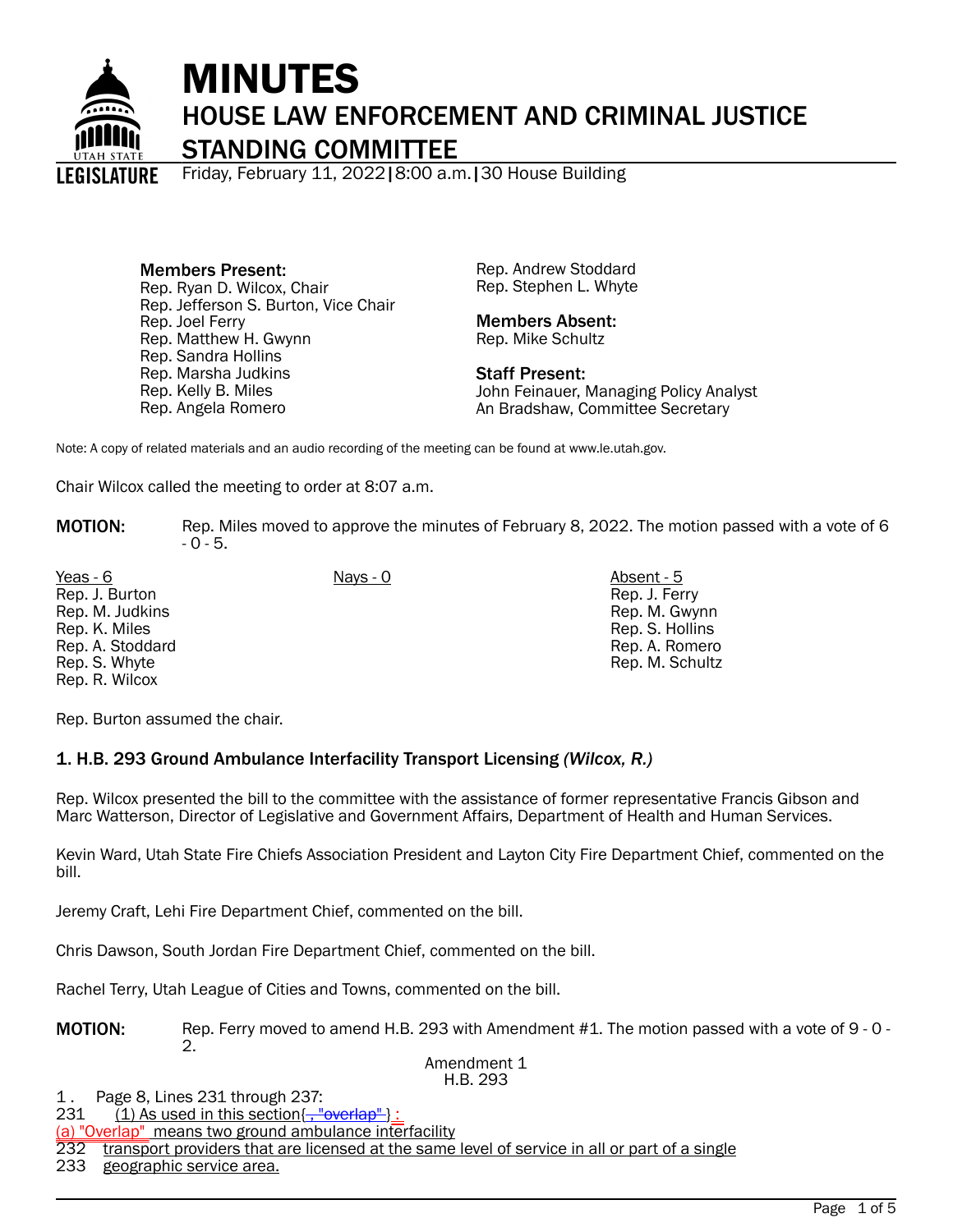# MINUTES

## HOUSE LAW ENFORCEMENT AND CRIMINAL JUSTICE STANDING COMMITTEE

Friday, February 11, 2022 | 8:00 a.m. | 30 House Building

**Members Present:**
Rep. Ryan D. Wilcox, Chair
Rep. Jefferson S. Burton, Vice Chair
Rep. Joel Ferry
Rep. Matthew H. Gwynn
Rep. Sandra Hollins
Rep. Marsha Judkins
Rep. Kelly B. Miles
Rep. Angela Romero
Rep. Andrew Stoddard
Rep. Stephen L. Whyte

**Members Absent:**
Rep. Mike Schultz

**Staff Present:**
John Feinauer, Managing Policy Analyst
An Bradshaw, Committee Secretary

Note: A copy of related materials and an audio recording of the meeting can be found at www.le.utah.gov.

Chair Wilcox called the meeting to order at 8:07 a.m.

**MOTION:** Rep. Miles moved to approve the minutes of February 8, 2022. The motion passed with a vote of 6 - 0 - 5.

| Yeas - 6 | Nays - 0 | Absent - 5 |
|---|---|---|
| Rep. J. Burton | | Rep. J. Ferry |
| Rep. M. Judkins | | Rep. M. Gwynn |
| Rep. K. Miles | | Rep. S. Hollins |
| Rep. A. Stoddard | | Rep. A. Romero |
| Rep. S. Whyte | | Rep. M. Schultz |
| Rep. R. Wilcox | | |

Rep. Burton assumed the chair.

### 1. H.B. 293 Ground Ambulance Interfacility Transport Licensing *(Wilcox, R.)*

Rep. Wilcox presented the bill to the committee with the assistance of former representative Francis Gibson and Marc Watterson, Director of Legislative and Government Affairs, Department of Health and Human Services.

Kevin Ward, Utah State Fire Chiefs Association President and Layton City Fire Department Chief, commented on the bill.

Jeremy Craft, Lehi Fire Department Chief, commented on the bill.

Chris Dawson, South Jordan Fire Department Chief, commented on the bill.

Rachel Terry, Utah League of Cities and Towns, commented on the bill.

**MOTION:** Rep. Ferry moved to amend H.B. 293 with Amendment #1. The motion passed with a vote of 9 - 0 - 2.

Amendment 1
H.B. 293

1 . Page 8, Lines 231 through 237:

231 (1) As used in this section{~~, "overlap"~~} :

(a) "Overlap" means two ground ambulance interfacility

232 transport providers that are licensed at the same level of service in all or part of a single

233 geographic service area.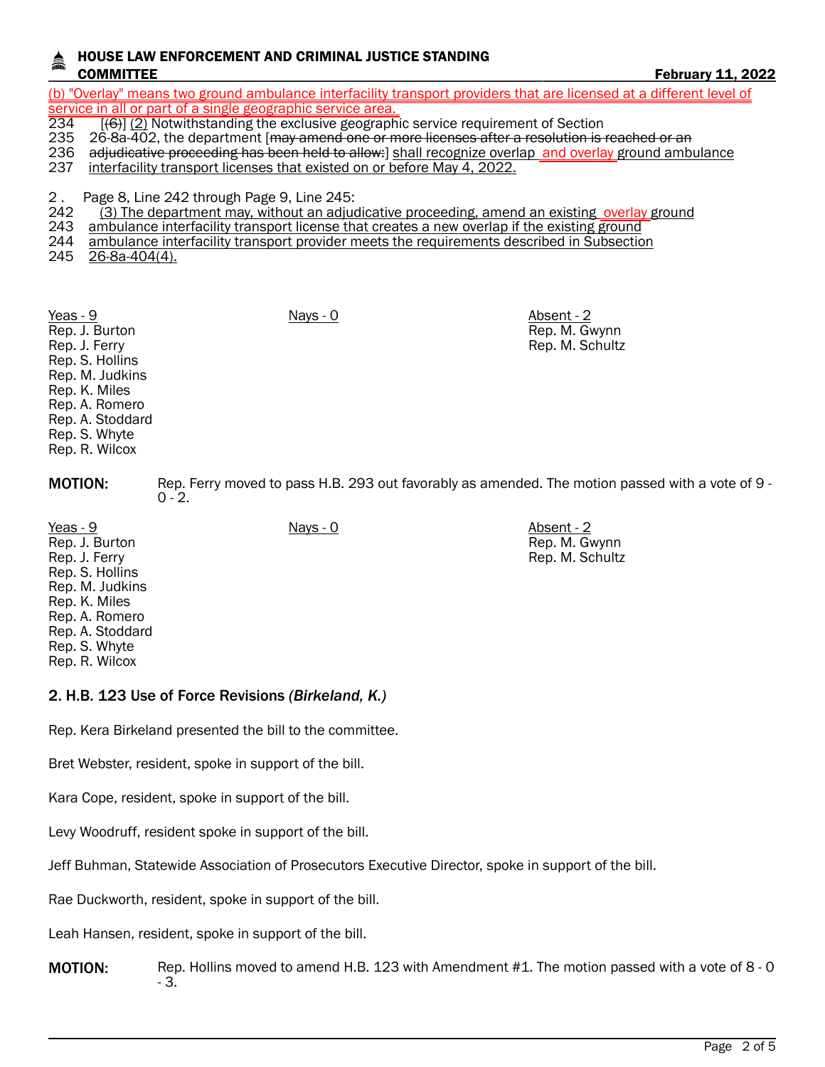(b) "Overlay" means two ground ambulance interfacility transport providers that are licensed at a different level of service in all or part of a single geographic service area.

234 [(6)] (2) Notwithstanding the exclusive geographic service requirement of Section
235 26-8a-402, the department [~~may amend one or more licenses after a resolution is reached or an~~
236 ~~adjudicative proceeding has been held to allow:~~] shall recognize overlap and overlay ground ambulance
237 interfacility transport licenses that existed on or before May 4, 2022.

2 . Page 8, Line 242 through Page 9, Line 245:

242 (3) The department may, without an adjudicative proceeding, amend an existing overlay ground
243 ambulance interfacility transport license that creates a new overlap if the existing ground
244 ambulance interfacility transport provider meets the requirements described in Subsection
245 26-8a-404(4).

| Yeas - 9 | Nays - 0 | Absent - 2 |
|---|---|---|
| Rep. J. Burton | | Rep. M. Gwynn |
| Rep. J. Ferry | | Rep. M. Schultz |
| Rep. S. Hollins | | |
| Rep. M. Judkins | | |
| Rep. K. Miles | | |
| Rep. A. Romero | | |
| Rep. A. Stoddard | | |
| Rep. S. Whyte | | |
| Rep. R. Wilcox | | |

**MOTION:** Rep. Ferry moved to pass H.B. 293 out favorably as amended. The motion passed with a vote of 9 - 0 - 2.

| Yeas - 9 | Nays - 0 | Absent - 2 |
|---|---|---|
| Rep. J. Burton | | Rep. M. Gwynn |
| Rep. J. Ferry | | Rep. M. Schultz |
| Rep. S. Hollins | | |
| Rep. M. Judkins | | |
| Rep. K. Miles | | |
| Rep. A. Romero | | |
| Rep. A. Stoddard | | |
| Rep. S. Whyte | | |
| Rep. R. Wilcox | | |

## 2. H.B. 123 Use of Force Revisions *(Birkeland, K.)*

Rep. Kera Birkeland presented the bill to the committee.

Bret Webster, resident, spoke in support of the bill.

Kara Cope, resident, spoke in support of the bill.

Levy Woodruff, resident spoke in support of the bill.

Jeff Buhman, Statewide Association of Prosecutors Executive Director, spoke in support of the bill.

Rae Duckworth, resident, spoke in support of the bill.

Leah Hansen, resident, spoke in support of the bill.

**MOTION:** Rep. Hollins moved to amend H.B. 123 with Amendment #1. The motion passed with a vote of 8 - 0 - 3.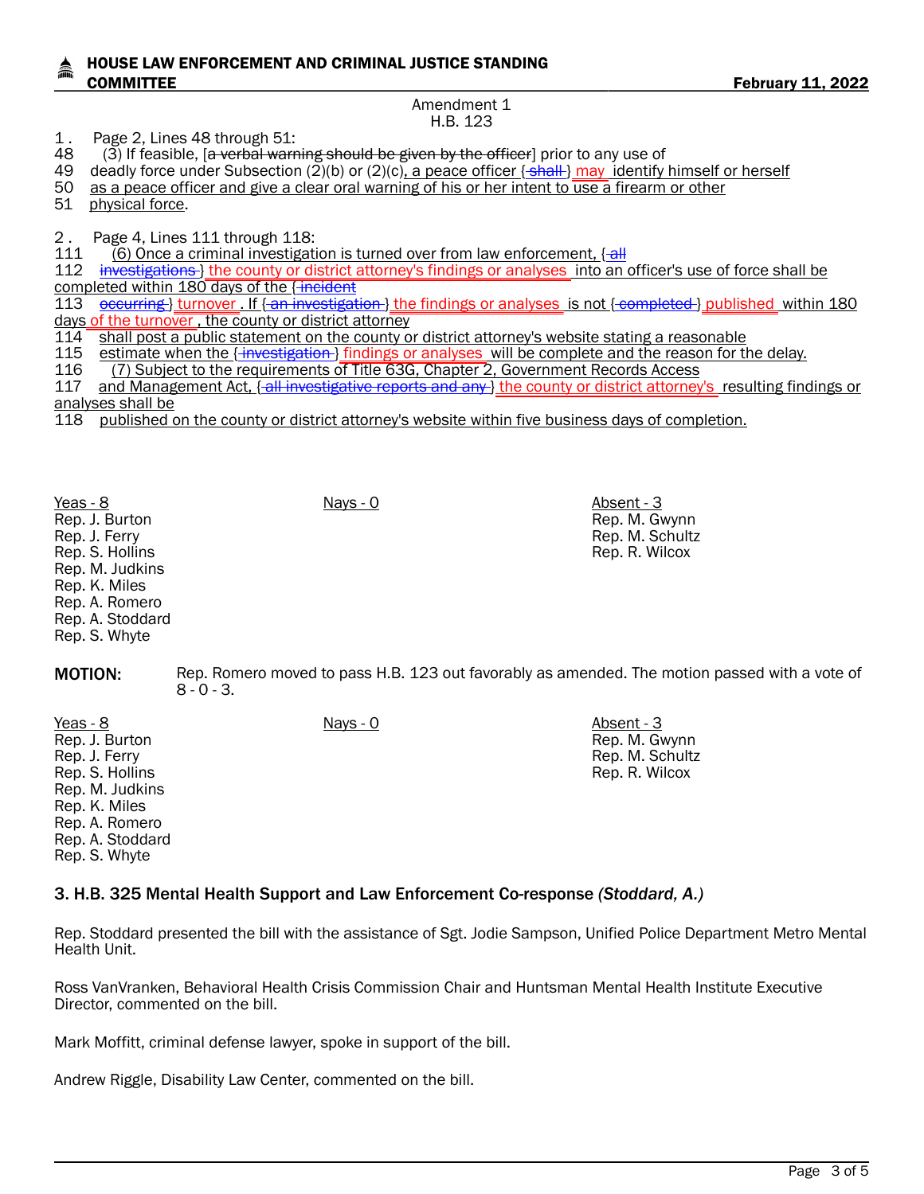Amendment 1
H.B. 123

1. Page 2, Lines 48 through 51:
48 (3) If feasible, [~~a verbal warning should be given by the officer~~] prior to any use of
49 deadly force under Subsection (2)(b) or (2)(c), a peace officer {~~shall~~} may identify himself or herself
50 as a peace officer and give a clear oral warning of his or her intent to use a firearm or other
51 physical force.

2. Page 4, Lines 111 through 118:
111 (6) Once a criminal investigation is turned over from law enforcement, {~~all~~
112 ~~investigations~~} the county or district attorney's findings or analyses into an officer's use of force shall be completed within 180 days of the {~~incident~~
113 ~~occurring~~} turnover . If {~~an investigation~~} the findings or analyses is not {~~completed~~} published within 180 days of the turnover , the county or district attorney
114 shall post a public statement on the county or district attorney's website stating a reasonable
115 estimate when the {~~investigation~~} findings or analyses will be complete and the reason for the delay.
116 (7) Subject to the requirements of Title 63G, Chapter 2, Government Records Access
117 and Management Act, {~~all investigative reports and any~~} the county or district attorney's resulting findings or analyses shall be
118 published on the county or district attorney's website within five business days of completion.

| Yeas - 8 | Nays - 0 | Absent - 3 |
|---|---|---|
| Rep. J. Burton | | Rep. M. Gwynn |
| Rep. J. Ferry | | Rep. M. Schultz |
| Rep. S. Hollins | | Rep. R. Wilcox |
| Rep. M. Judkins | | |
| Rep. K. Miles | | |
| Rep. A. Romero | | |
| Rep. A. Stoddard | | |
| Rep. S. Whyte | | |

**MOTION:** Rep. Romero moved to pass H.B. 123 out favorably as amended. The motion passed with a vote of 8 - 0 - 3.

| Yeas - 8 | Nays - 0 | Absent - 3 |
|---|---|---|
| Rep. J. Burton | | Rep. M. Gwynn |
| Rep. J. Ferry | | Rep. M. Schultz |
| Rep. S. Hollins | | Rep. R. Wilcox |
| Rep. M. Judkins | | |
| Rep. K. Miles | | |
| Rep. A. Romero | | |
| Rep. A. Stoddard | | |
| Rep. S. Whyte | | |

### 3. H.B. 325 Mental Health Support and Law Enforcement Co-response *(Stoddard, A.)*

Rep. Stoddard presented the bill with the assistance of Sgt. Jodie Sampson, Unified Police Department Metro Mental Health Unit.

Ross VanVranken, Behavioral Health Crisis Commission Chair and Huntsman Mental Health Institute Executive Director, commented on the bill.

Mark Moffitt, criminal defense lawyer, spoke in support of the bill.

Andrew Riggle, Disability Law Center, commented on the bill.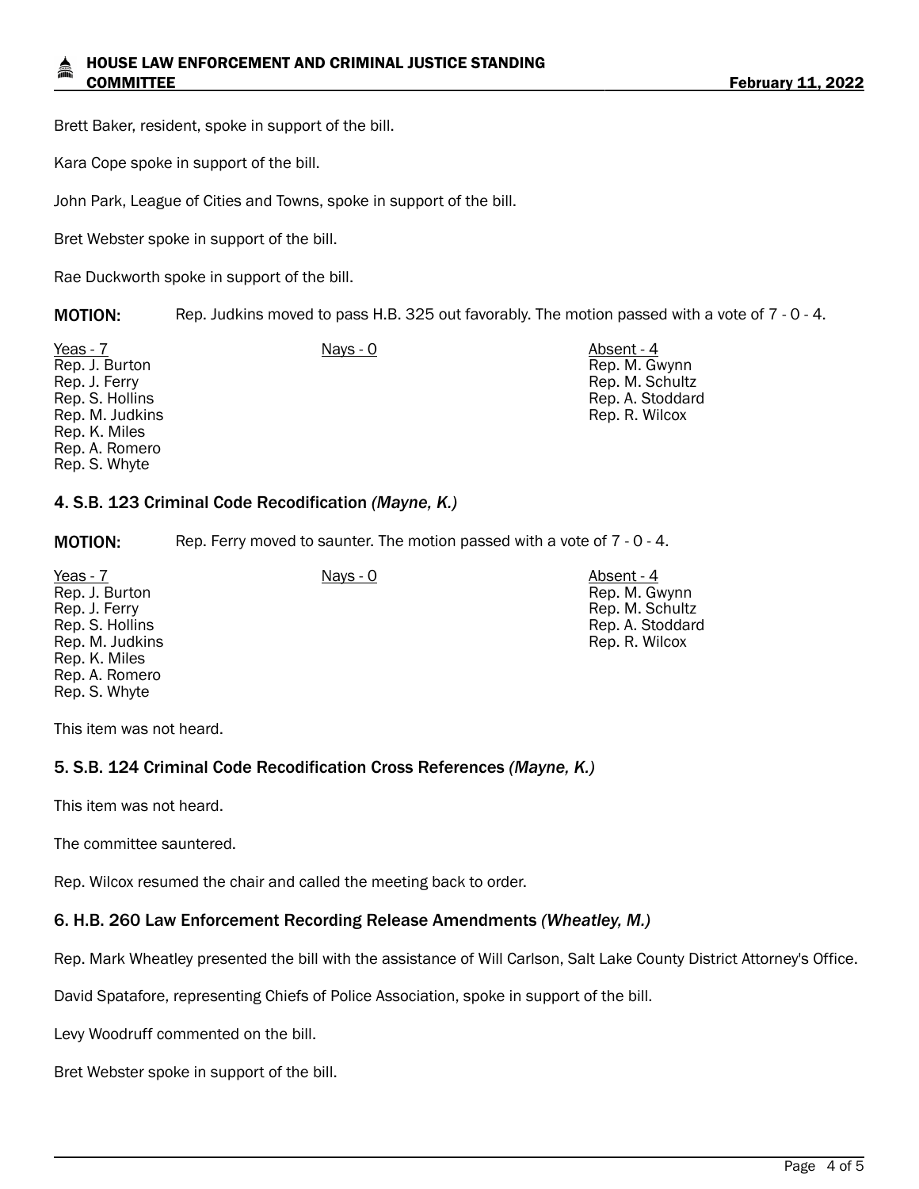Brett Baker, resident, spoke in support of the bill.

Kara Cope spoke in support of the bill.

John Park, League of Cities and Towns, spoke in support of the bill.

Bret Webster spoke in support of the bill.

Rae Duckworth spoke in support of the bill.

**MOTION:** Rep. Judkins moved to pass H.B. 325 out favorably. The motion passed with a vote of 7 - 0 - 4.

| Yeas - 7 | Nays - 0 | Absent - 4 |
|---|---|---|
| Rep. J. Burton | | Rep. M. Gwynn |
| Rep. J. Ferry | | Rep. M. Schultz |
| Rep. S. Hollins | | Rep. A. Stoddard |
| Rep. M. Judkins | | Rep. R. Wilcox |
| Rep. K. Miles | | |
| Rep. A. Romero | | |
| Rep. S. Whyte | | |

### 4. S.B. 123 Criminal Code Recodification *(Mayne, K.)*

**MOTION:** Rep. Ferry moved to saunter. The motion passed with a vote of 7 - 0 - 4.

| Yeas - 7 | Nays - 0 | Absent - 4 |
|---|---|---|
| Rep. J. Burton | | Rep. M. Gwynn |
| Rep. J. Ferry | | Rep. M. Schultz |
| Rep. S. Hollins | | Rep. A. Stoddard |
| Rep. M. Judkins | | Rep. R. Wilcox |
| Rep. K. Miles | | |
| Rep. A. Romero | | |
| Rep. S. Whyte | | |

This item was not heard.

### 5. S.B. 124 Criminal Code Recodification Cross References *(Mayne, K.)*

This item was not heard.

The committee sauntered.

Rep. Wilcox resumed the chair and called the meeting back to order.

### 6. H.B. 260 Law Enforcement Recording Release Amendments *(Wheatley, M.)*

Rep. Mark Wheatley presented the bill with the assistance of Will Carlson, Salt Lake County District Attorney's Office.

David Spatafore, representing Chiefs of Police Association, spoke in support of the bill.

Levy Woodruff commented on the bill.

Bret Webster spoke in support of the bill.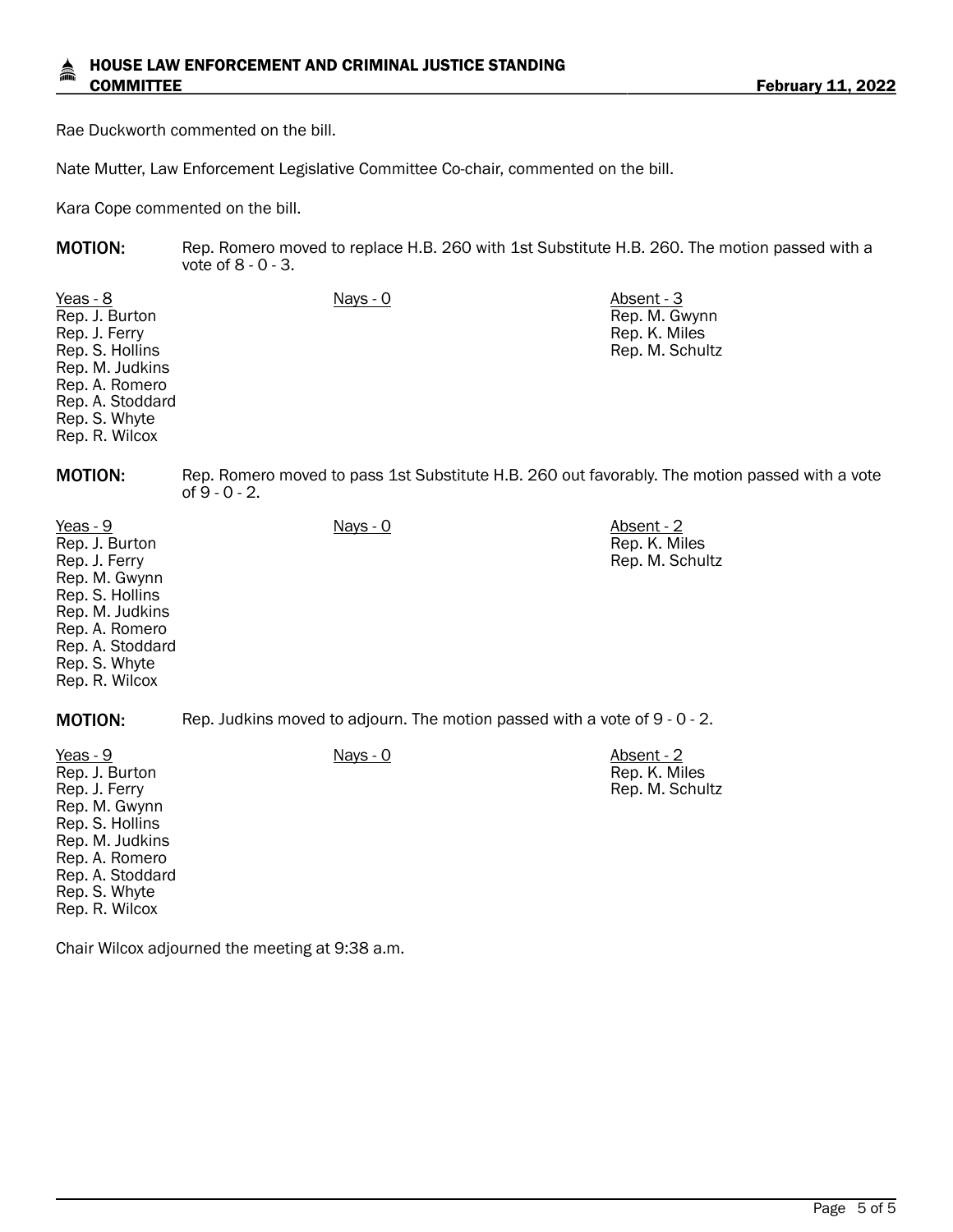Rae Duckworth commented on the bill.

Nate Mutter, Law Enforcement Legislative Committee Co-chair, commented on the bill.

Kara Cope commented on the bill.

**MOTION:** Rep. Romero moved to replace H.B. 260 with 1st Substitute H.B. 260. The motion passed with a vote of 8 - 0 - 3.

| Yeas - 8 | Nays - 0 | Absent - 3 |
|---|---|---|
| Rep. J. Burton | | Rep. M. Gwynn |
| Rep. J. Ferry | | Rep. K. Miles |
| Rep. S. Hollins | | Rep. M. Schultz |
| Rep. M. Judkins | | |
| Rep. A. Romero | | |
| Rep. A. Stoddard | | |
| Rep. S. Whyte | | |
| Rep. R. Wilcox | | |

**MOTION:** Rep. Romero moved to pass 1st Substitute H.B. 260 out favorably. The motion passed with a vote of 9 - 0 - 2.

| Yeas - 9 | Nays - 0 | Absent - 2 |
|---|---|---|
| Rep. J. Burton | | Rep. K. Miles |
| Rep. J. Ferry | | Rep. M. Schultz |
| Rep. M. Gwynn | | |
| Rep. S. Hollins | | |
| Rep. M. Judkins | | |
| Rep. A. Romero | | |
| Rep. A. Stoddard | | |
| Rep. S. Whyte | | |
| Rep. R. Wilcox | | |

**MOTION:** Rep. Judkins moved to adjourn. The motion passed with a vote of 9 - 0 - 2.

| Yeas - 9 | Nays - 0 | Absent - 2 |
|---|---|---|
| Rep. J. Burton | | Rep. K. Miles |
| Rep. J. Ferry | | Rep. M. Schultz |
| Rep. M. Gwynn | | |
| Rep. S. Hollins | | |
| Rep. M. Judkins | | |
| Rep. A. Romero | | |
| Rep. A. Stoddard | | |
| Rep. S. Whyte | | |
| Rep. R. Wilcox | | |

Chair Wilcox adjourned the meeting at 9:38 a.m.